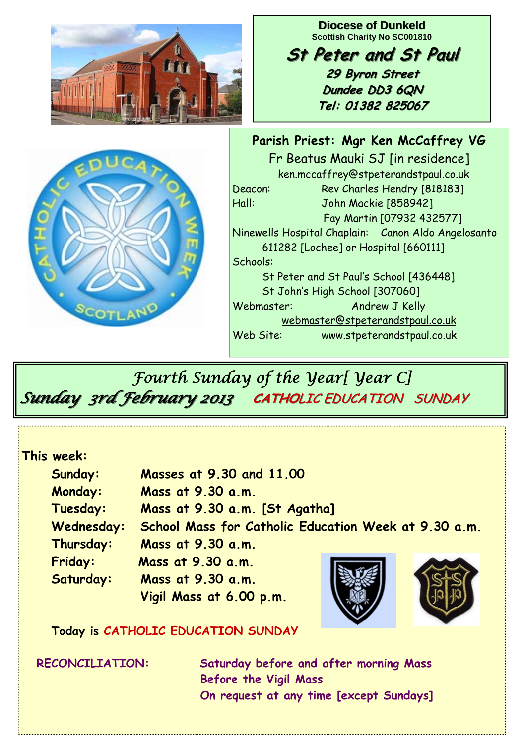**Diocese of Dunkeld**
Scottish Charity No SC001810

# St Peter and St Paul

**29 Byron Street**
**Dundee DD3 6QN**
**Tel: 01382 825067**

**Parish Priest: Mgr Ken McCaffrey VG**
Fr Beatus Mauki SJ [in residence]
ken.mccaffrey@stpeterandstpaul.co.uk

Deacon: Rev Charles Hendry [818183]
Hall: John Mackie [858942]
Fay Martin [07932 432577]
Ninewells Hospital Chaplain: Canon Aldo Angelosanto 611282 [Lochee] or Hospital [660111]
Schools:
St Peter and St Paul's School [436448]
St John's High School [307060]
Webmaster: Andrew J Kelly
webmaster@stpeterandstpaul.co.uk
Web Site: www.stpeterandstpaul.co.uk

## *Fourth Sunday of the Year[ Year C]*
## *Sunday 3rd February 2013* CATHOLIC EDUCATION SUNDAY

**This week:**

| | |
|---|---|
| **Sunday:** | **Masses at 9.30 and 11.00** |
| **Monday:** | **Mass at 9.30 a.m.** |
| **Tuesday:** | **Mass at 9.30 a.m. [St Agatha]** |
| **Wednesday:** | **School Mass for Catholic Education Week at 9.30 a.m.** |
| **Thursday:** | **Mass at 9.30 a.m.** |
| **Friday:** | **Mass at 9.30 a.m.** |
| **Saturday:** | **Mass at 9.30 a.m.** |
| | **Vigil Mass at 6.00 p.m.** |

**Today is CATHOLIC EDUCATION SUNDAY**

**RECONCILIATION:** **Saturday before and after morning Mass**
**Before the Vigil Mass**
**On request at any time [except Sundays]**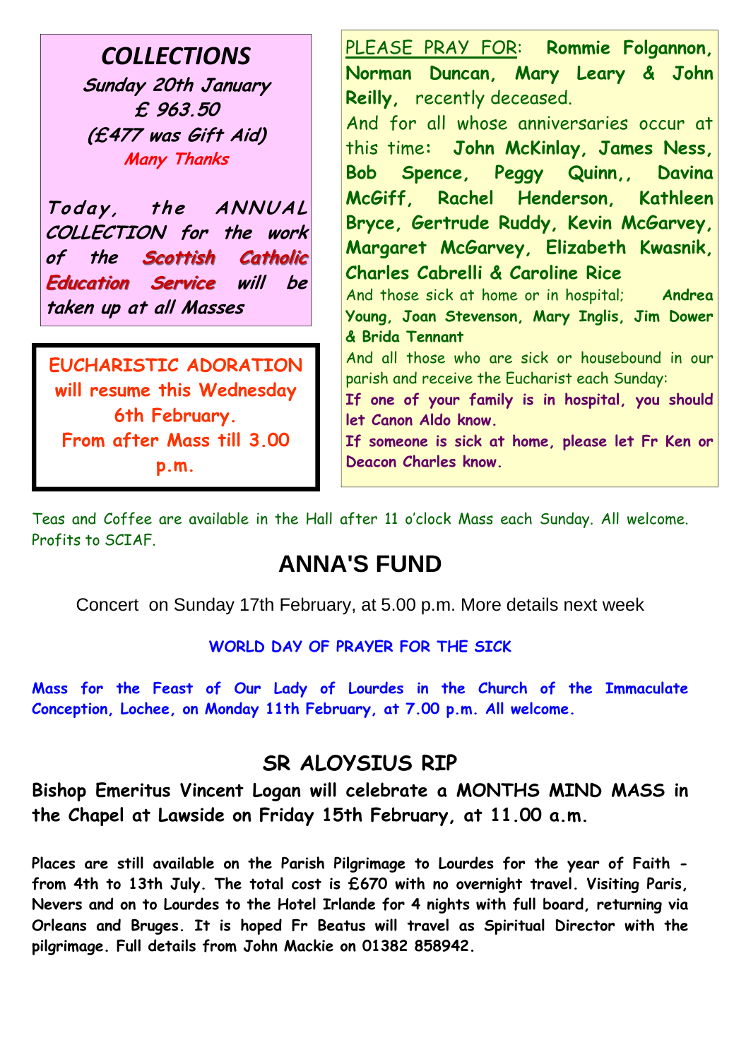## COLLECTIONS

**Sunday 20th January**
**£ 963.50**
**(£477 was Gift Aid)**
**Many Thanks**

***Today, the ANNUAL COLLECTION for the work of the Scottish Catholic Education Service will be taken up at all Masses***

**EUCHARISTIC ADORATION will resume this Wednesday 6th February. From after Mass till 3.00 p.m.**

PLEASE PRAY FOR: **Rommie Folgannon, Norman Duncan, Mary Leary & John Reilly,** recently deceased.

And for all whose anniversaries occur at this time: **John McKinlay, James Ness, Bob Spence, Peggy Quinn,, Davina McGiff, Rachel Henderson, Kathleen Bryce, Gertrude Ruddy, Kevin McGarvey, Margaret McGarvey, Elizabeth Kwasnik, Charles Cabrelli & Caroline Rice**

And those sick at home or in hospital; **Andrea Young, Joan Stevenson, Mary Inglis, Jim Dower & Brida Tennant**

And all those who are sick or housebound in our parish and receive the Eucharist each Sunday:

**If one of your family is in hospital, you should let Canon Aldo know.**

**If someone is sick at home, please let Fr Ken or Deacon Charles know.**

Teas and Coffee are available in the Hall after 11 o'clock Mass each Sunday. All welcome. Profits to SCIAF.

# ANNA'S FUND

Concert on Sunday 17th February, at 5.00 p.m. More details next week

**WORLD DAY OF PRAYER FOR THE SICK**

**Mass for the Feast of Our Lady of Lourdes in the Church of the Immaculate Conception, Lochee, on Monday 11th February, at 7.00 p.m. All welcome.**

## SR ALOYSIUS RIP

**Bishop Emeritus Vincent Logan will celebrate a MONTHS MIND MASS in the Chapel at Lawside on Friday 15th February, at 11.00 a.m.**

**Places are still available on the Parish Pilgrimage to Lourdes for the year of Faith - from 4th to 13th July. The total cost is £670 with no overnight travel. Visiting Paris, Nevers and on to Lourdes to the Hotel Irlande for 4 nights with full board, returning via Orleans and Bruges. It is hoped Fr Beatus will travel as Spiritual Director with the pilgrimage. Full details from John Mackie on 01382 858942.**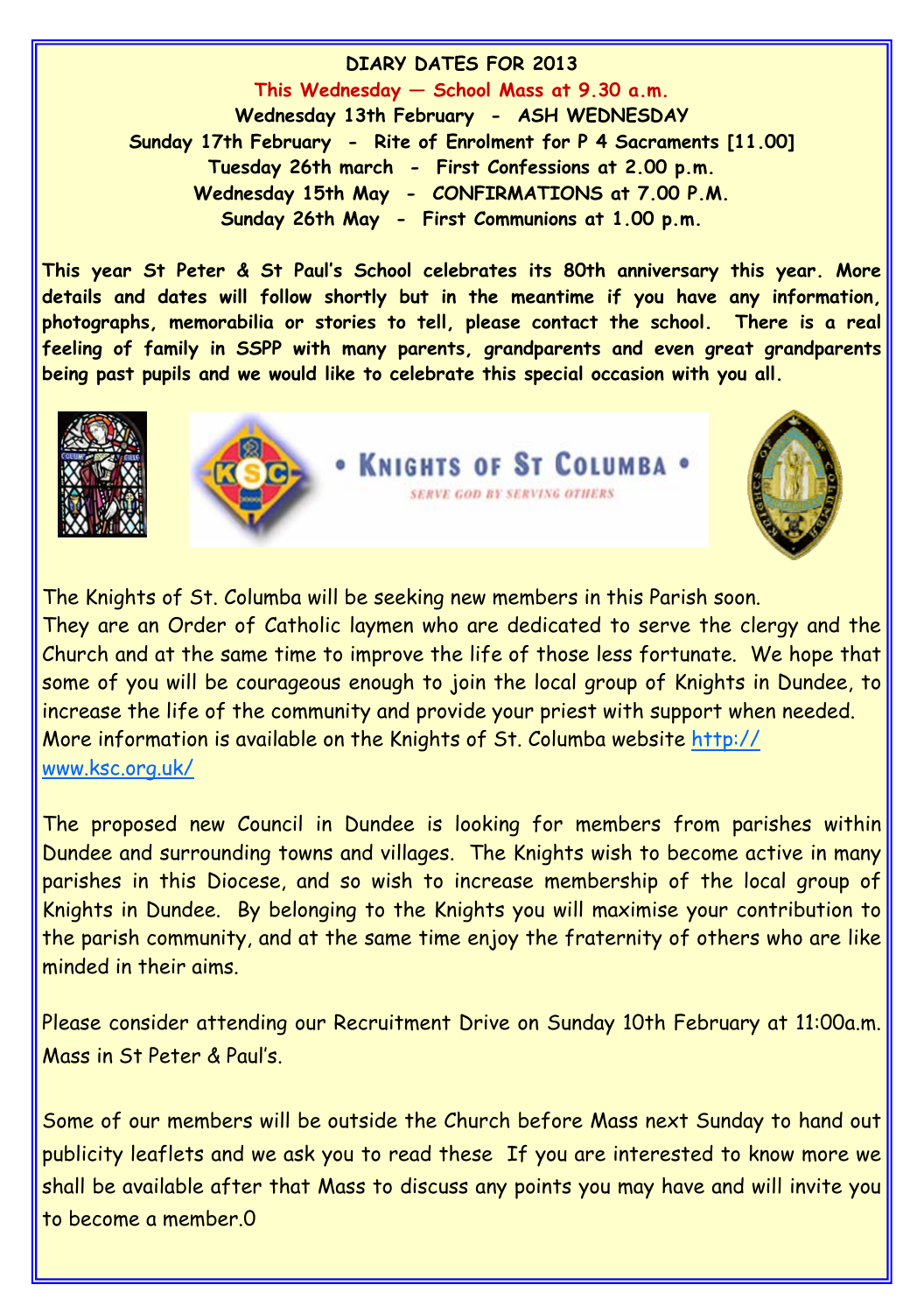**DIARY DATES FOR 2013**

**This Wednesday — School Mass at 9.30 a.m.**

**Wednesday 13th February - ASH WEDNESDAY**

**Sunday 17th February - Rite of Enrolment for P 4 Sacraments [11.00]**

**Tuesday 26th march - First Confessions at 2.00 p.m.**

**Wednesday 15th May - CONFIRMATIONS at 7.00 P.M.**

**Sunday 26th May - First Communions at 1.00 p.m.**

**This year St Peter & St Paul's School celebrates its 80th anniversary this year. More details and dates will follow shortly but in the meantime if you have any information, photographs, memorabilia or stories to tell, please contact the school. There is a real feeling of family in SSPP with many parents, grandparents and even great grandparents being past pupils and we would like to celebrate this special occasion with you all.**

• KNIGHTS OF ST COLUMBA •

*SERVE GOD BY SERVING OTHERS*

The Knights of St. Columba will be seeking new members in this Parish soon. They are an Order of Catholic laymen who are dedicated to serve the clergy and the Church and at the same time to improve the life of those less fortunate. We hope that some of you will be courageous enough to join the local group of Knights in Dundee, to increase the life of the community and provide your priest with support when needed. More information is available on the Knights of St. Columba website http://www.ksc.org.uk/

The proposed new Council in Dundee is looking for members from parishes within Dundee and surrounding towns and villages. The Knights wish to become active in many parishes in this Diocese, and so wish to increase membership of the local group of Knights in Dundee. By belonging to the Knights you will maximise your contribution to the parish community, and at the same time enjoy the fraternity of others who are like minded in their aims.

Please consider attending our Recruitment Drive on Sunday 10th February at 11:00a.m. Mass in St Peter & Paul's.

Some of our members will be outside the Church before Mass next Sunday to hand out publicity leaflets and we ask you to read these If you are interested to know more we shall be available after that Mass to discuss any points you may have and will invite you to become a member.0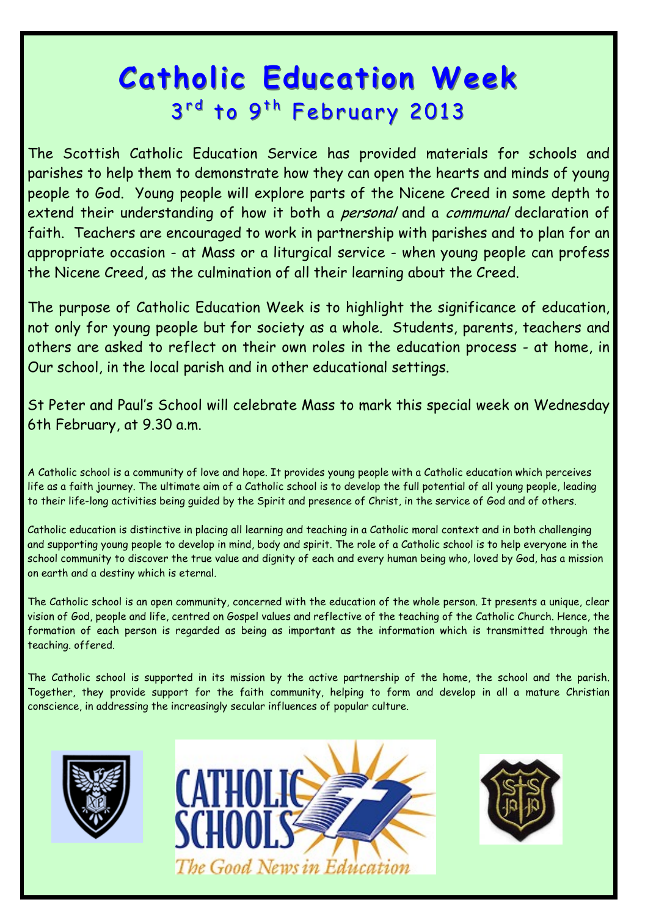# Catholic Education Week

## 3rd to 9th February 2013

The Scottish Catholic Education Service has provided materials for schools and parishes to help them to demonstrate how they can open the hearts and minds of young people to God. Young people will explore parts of the Nicene Creed in some depth to extend their understanding of how it both a *personal* and a *communal* declaration of faith. Teachers are encouraged to work in partnership with parishes and to plan for an appropriate occasion - at Mass or a liturgical service - when young people can profess the Nicene Creed, as the culmination of all their learning about the Creed.

The purpose of Catholic Education Week is to highlight the significance of education, not only for young people but for society as a whole. Students, parents, teachers and others are asked to reflect on their own roles in the education process - at home, in Our school, in the local parish and in other educational settings.

St Peter and Paul's School will celebrate Mass to mark this special week on Wednesday 6th February, at 9.30 a.m.

A Catholic school is a community of love and hope. It provides young people with a Catholic education which perceives life as a faith journey. The ultimate aim of a Catholic school is to develop the full potential of all young people, leading to their life-long activities being guided by the Spirit and presence of Christ, in the service of God and of others.

Catholic education is distinctive in placing all learning and teaching in a Catholic moral context and in both challenging and supporting young people to develop in mind, body and spirit. The role of a Catholic school is to help everyone in the school community to discover the true value and dignity of each and every human being who, loved by God, has a mission on earth and a destiny which is eternal.

The Catholic school is an open community, concerned with the education of the whole person. It presents a unique, clear vision of God, people and life, centred on Gospel values and reflective of the teaching of the Catholic Church. Hence, the formation of each person is regarded as being as important as the information which is transmitted through the teaching. offered.

The Catholic school is supported in its mission by the active partnership of the home, the school and the parish. Together, they provide support for the faith community, helping to form and develop in all a mature Christian conscience, in addressing the increasingly secular influences of popular culture.

CATHOLIC SCHOOLS

The Good News in Education